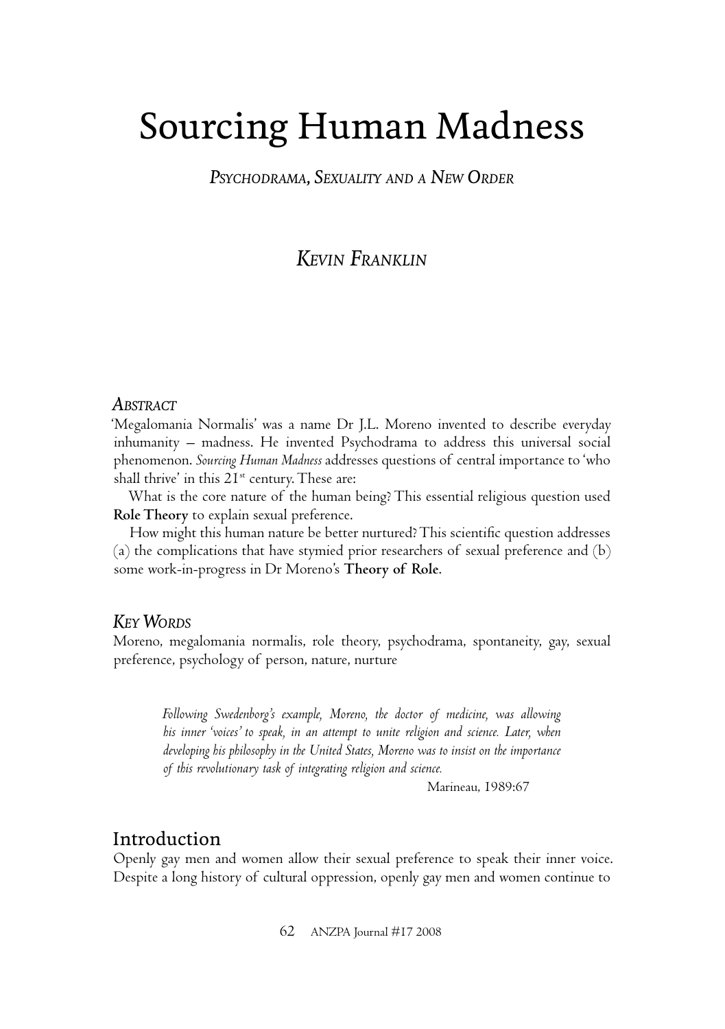# Sourcing Human Madness

*Psychodrama, Sexuality and a New Order*

*Kevin Franklin*

### *Abstract*

'Megalomania Normalis' was a name Dr J.L. Moreno invented to describe everyday inhumanity – madness. He invented Psychodrama to address this universal social phenomenon. *Sourcing Human Madness* addresses questions of central importance to 'who shall thrive' in this 21st century. These are:

What is the core nature of the human being? This essential religious question used **Role Theory** to explain sexual preference.

How might this human nature be better nurtured? This scientific question addresses (a) the complications that have stymied prior researchers of sexual preference and (b) some work-in-progress in Dr Moreno's **Theory of Role**.

### *Key Words*

Moreno, megalomania normalis, role theory, psychodrama, spontaneity, gay, sexual preference, psychology of person, nature, nurture

> *Following Swedenborg's example, Moreno, the doctor of medicine, was allowing his inner 'voices' to speak, in an attempt to unite religion and science. Later, when developing his philosophy in the United States, Moreno was to insist on the importance of this revolutionary task of integrating religion and science.*
>
> Marineau, 1989:67

## Introduction

Openly gay men and women allow their sexual preference to speak their inner voice. Despite a long history of cultural oppression, openly gay men and women continue to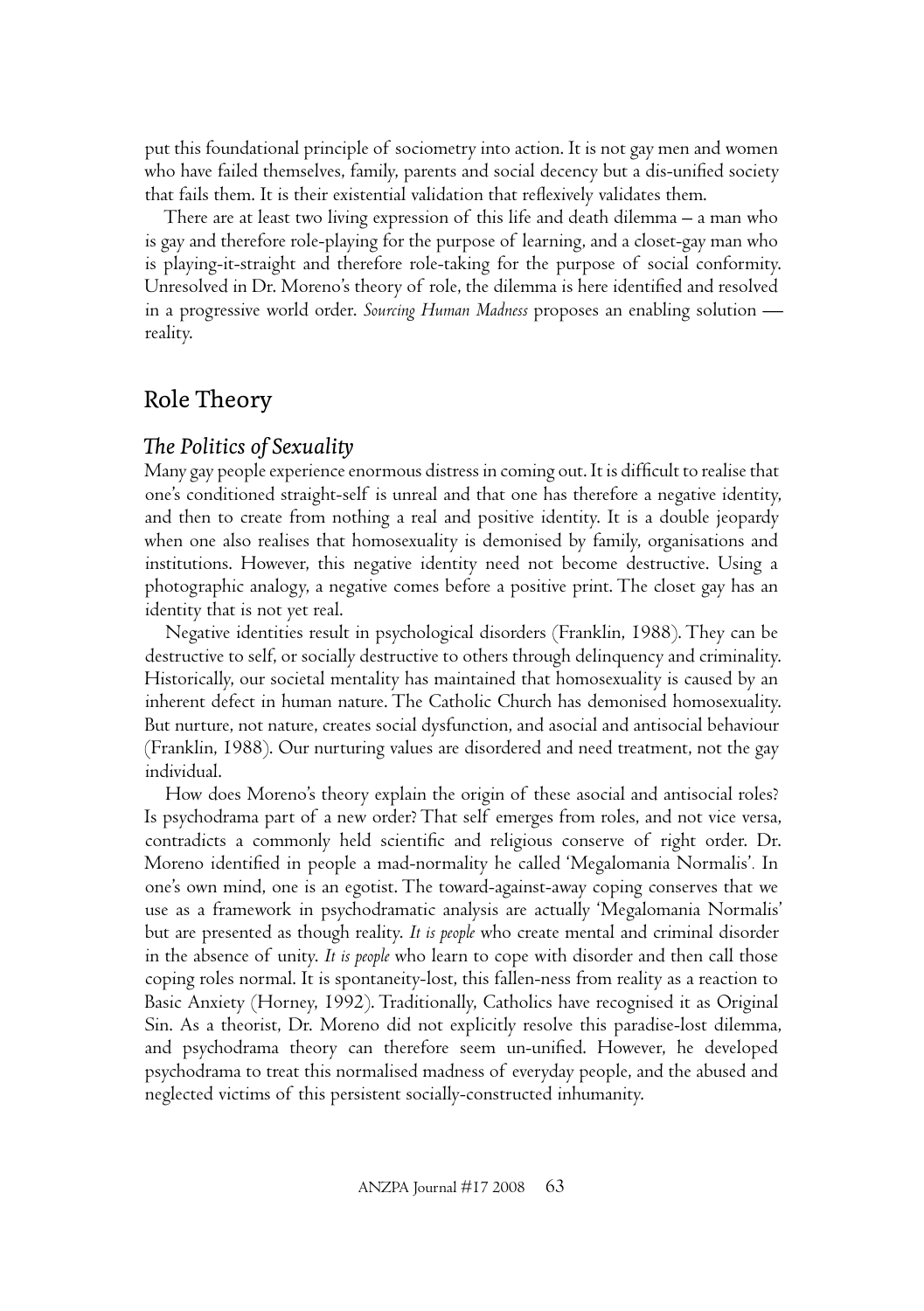put this foundational principle of sociometry into action. It is not gay men and women who have failed themselves, family, parents and social decency but a dis-unified society that fails them. It is their existential validation that reflexively validates them.

There are at least two living expression of this life and death dilemma – a man who is gay and therefore role-playing for the purpose of learning, and a closet-gay man who is playing-it-straight and therefore role-taking for the purpose of social conformity. Unresolved in Dr. Moreno's theory of role, the dilemma is here identified and resolved in a progressive world order. *Sourcing Human Madness* proposes an enabling solution — reality.

## Role Theory

### *The Politics of Sexuality*

Many gay people experience enormous distress in coming out. It is difficult to realise that one's conditioned straight-self is unreal and that one has therefore a negative identity, and then to create from nothing a real and positive identity. It is a double jeopardy when one also realises that homosexuality is demonised by family, organisations and institutions. However, this negative identity need not become destructive. Using a photographic analogy, a negative comes before a positive print. The closet gay has an identity that is not yet real.

Negative identities result in psychological disorders (Franklin, 1988). They can be destructive to self, or socially destructive to others through delinquency and criminality. Historically, our societal mentality has maintained that homosexuality is caused by an inherent defect in human nature. The Catholic Church has demonised homosexuality. But nurture, not nature, creates social dysfunction, and asocial and antisocial behaviour (Franklin, 1988). Our nurturing values are disordered and need treatment, not the gay individual.

How does Moreno's theory explain the origin of these asocial and antisocial roles? Is psychodrama part of a new order? That self emerges from roles, and not vice versa, contradicts a commonly held scientific and religious conserve of right order. Dr. Moreno identified in people a mad-normality he called 'Megalomania Normalis'. In one's own mind, one is an egotist. The toward-against-away coping conserves that we use as a framework in psychodramatic analysis are actually 'Megalomania Normalis' but are presented as though reality. *It is people* who create mental and criminal disorder in the absence of unity. *It is people* who learn to cope with disorder and then call those coping roles normal. It is spontaneity-lost, this fallen-ness from reality as a reaction to Basic Anxiety (Horney, 1992). Traditionally, Catholics have recognised it as Original Sin. As a theorist, Dr. Moreno did not explicitly resolve this paradise-lost dilemma, and psychodrama theory can therefore seem un-unified. However, he developed psychodrama to treat this normalised madness of everyday people, and the abused and neglected victims of this persistent socially-constructed inhumanity.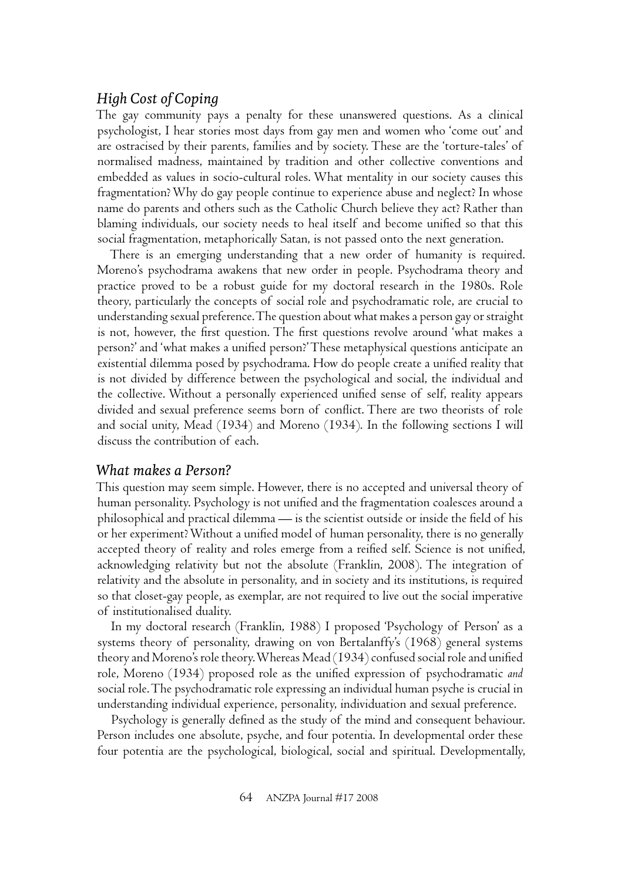### *High Cost of Coping*

The gay community pays a penalty for these unanswered questions. As a clinical psychologist, I hear stories most days from gay men and women who 'come out' and are ostracised by their parents, families and by society. These are the 'torture-tales' of normalised madness, maintained by tradition and other collective conventions and embedded as values in socio-cultural roles. What mentality in our society causes this fragmentation? Why do gay people continue to experience abuse and neglect? In whose name do parents and others such as the Catholic Church believe they act? Rather than blaming individuals, our society needs to heal itself and become unified so that this social fragmentation, metaphorically Satan, is not passed onto the next generation.

There is an emerging understanding that a new order of humanity is required. Moreno's psychodrama awakens that new order in people. Psychodrama theory and practice proved to be a robust guide for my doctoral research in the 1980s. Role theory, particularly the concepts of social role and psychodramatic role, are crucial to understanding sexual preference. The question about what makes a person gay or straight is not, however, the first question. The first questions revolve around 'what makes a person?' and 'what makes a unified person?' These metaphysical questions anticipate an existential dilemma posed by psychodrama. How do people create a unified reality that is not divided by difference between the psychological and social, the individual and the collective. Without a personally experienced unified sense of self, reality appears divided and sexual preference seems born of conflict. There are two theorists of role and social unity, Mead (1934) and Moreno (1934). In the following sections I will discuss the contribution of each.

### *What makes a Person?*

This question may seem simple. However, there is no accepted and universal theory of human personality. Psychology is not unified and the fragmentation coalesces around a philosophical and practical dilemma — is the scientist outside or inside the field of his or her experiment? Without a unified model of human personality, there is no generally accepted theory of reality and roles emerge from a reified self. Science is not unified, acknowledging relativity but not the absolute (Franklin, 2008). The integration of relativity and the absolute in personality, and in society and its institutions, is required so that closet-gay people, as exemplar, are not required to live out the social imperative of institutionalised duality.

In my doctoral research (Franklin, 1988) I proposed 'Psychology of Person' as a systems theory of personality, drawing on von Bertalanffy's (1968) general systems theory and Moreno's role theory. Whereas Mead (1934) confused social role and unified role, Moreno (1934) proposed role as the unified expression of psychodramatic *and* social role. The psychodramatic role expressing an individual human psyche is crucial in understanding individual experience, personality, individuation and sexual preference.

Psychology is generally defined as the study of the mind and consequent behaviour. Person includes one absolute, psyche, and four potentia. In developmental order these four potentia are the psychological, biological, social and spiritual. Developmentally,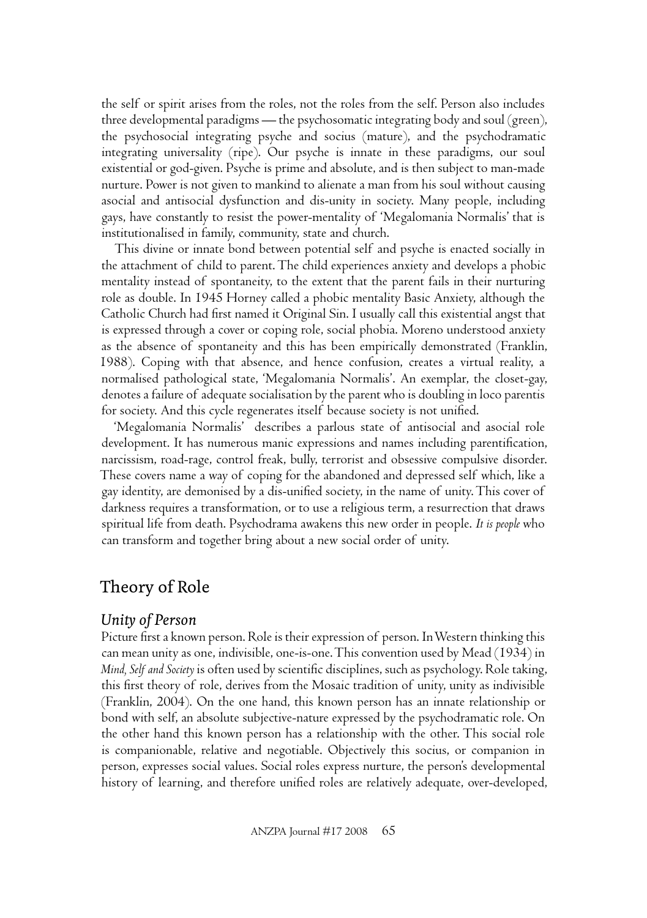the self or spirit arises from the roles, not the roles from the self. Person also includes three developmental paradigms — the psychosomatic integrating body and soul (green), the psychosocial integrating psyche and socius (mature), and the psychodramatic integrating universality (ripe). Our psyche is innate in these paradigms, our soul existential or god-given. Psyche is prime and absolute, and is then subject to man-made nurture. Power is not given to mankind to alienate a man from his soul without causing asocial and antisocial dysfunction and dis-unity in society. Many people, including gays, have constantly to resist the power-mentality of 'Megalomania Normalis' that is institutionalised in family, community, state and church.

This divine or innate bond between potential self and psyche is enacted socially in the attachment of child to parent. The child experiences anxiety and develops a phobic mentality instead of spontaneity, to the extent that the parent fails in their nurturing role as double. In 1945 Horney called a phobic mentality Basic Anxiety, although the Catholic Church had first named it Original Sin. I usually call this existential angst that is expressed through a cover or coping role, social phobia. Moreno understood anxiety as the absence of spontaneity and this has been empirically demonstrated (Franklin, 1988). Coping with that absence, and hence confusion, creates a virtual reality, a normalised pathological state, 'Megalomania Normalis'. An exemplar, the closet-gay, denotes a failure of adequate socialisation by the parent who is doubling in loco parentis for society. And this cycle regenerates itself because society is not unified.

'Megalomania Normalis' describes a parlous state of antisocial and asocial role development. It has numerous manic expressions and names including parentification, narcissism, road-rage, control freak, bully, terrorist and obsessive compulsive disorder. These covers name a way of coping for the abandoned and depressed self which, like a gay identity, are demonised by a dis-unified society, in the name of unity. This cover of darkness requires a transformation, or to use a religious term, a resurrection that draws spiritual life from death. Psychodrama awakens this new order in people. *It is people* who can transform and together bring about a new social order of unity.

## Theory of Role

### *Unity of Person*

Picture first a known person. Role is their expression of person. In Western thinking this can mean unity as one, indivisible, one-is-one. This convention used by Mead (1934) in *Mind, Self and Society* is often used by scientific disciplines, such as psychology. Role taking, this first theory of role, derives from the Mosaic tradition of unity, unity as indivisible (Franklin, 2004). On the one hand, this known person has an innate relationship or bond with self, an absolute subjective-nature expressed by the psychodramatic role. On the other hand this known person has a relationship with the other. This social role is companionable, relative and negotiable. Objectively this socius, or companion in person, expresses social values. Social roles express nurture, the person's developmental history of learning, and therefore unified roles are relatively adequate, over-developed,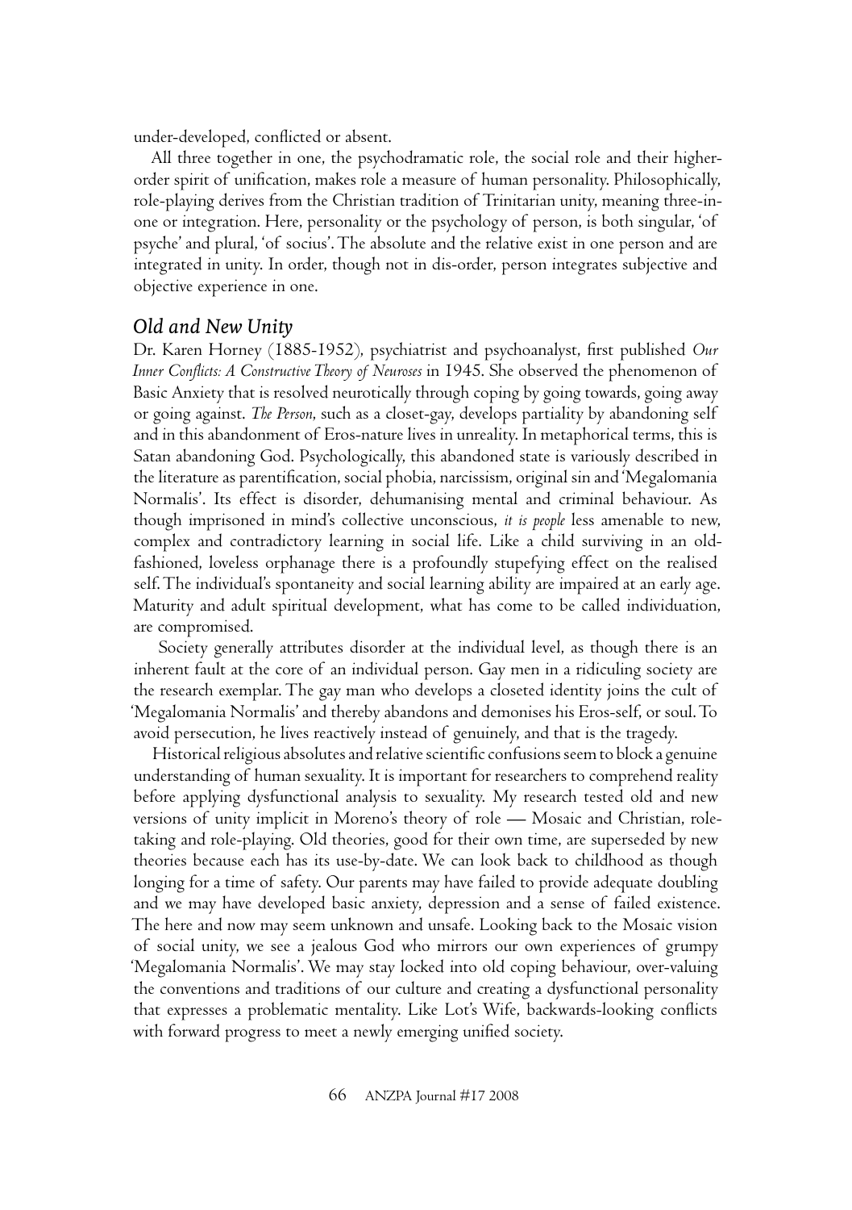under-developed, conflicted or absent.

All three together in one, the psychodramatic role, the social role and their higher-order spirit of unification, makes role a measure of human personality. Philosophically, role-playing derives from the Christian tradition of Trinitarian unity, meaning three-in-one or integration. Here, personality or the psychology of person, is both singular, 'of psyche' and plural, 'of socius'. The absolute and the relative exist in one person and are integrated in unity. In order, though not in dis-order, person integrates subjective and objective experience in one.

## *Old and New Unity*

Dr. Karen Horney (1885-1952), psychiatrist and psychoanalyst, first published *Our Inner Conflicts: A Constructive Theory of Neuroses* in 1945. She observed the phenomenon of Basic Anxiety that is resolved neurotically through coping by going towards, going away or going against. *The Person*, such as a closet-gay, develops partiality by abandoning self and in this abandonment of Eros-nature lives in unreality. In metaphorical terms, this is Satan abandoning God. Psychologically, this abandoned state is variously described in the literature as parentification, social phobia, narcissism, original sin and 'Megalomania Normalis'. Its effect is disorder, dehumanising mental and criminal behaviour. As though imprisoned in mind's collective unconscious, *it is people* less amenable to new, complex and contradictory learning in social life. Like a child surviving in an old-fashioned, loveless orphanage there is a profoundly stupefying effect on the realised self. The individual's spontaneity and social learning ability are impaired at an early age. Maturity and adult spiritual development, what has come to be called individuation, are compromised.

Society generally attributes disorder at the individual level, as though there is an inherent fault at the core of an individual person. Gay men in a ridiculing society are the research exemplar. The gay man who develops a closeted identity joins the cult of 'Megalomania Normalis' and thereby abandons and demonises his Eros-self, or soul. To avoid persecution, he lives reactively instead of genuinely, and that is the tragedy.

Historical religious absolutes and relative scientific confusions seem to block a genuine understanding of human sexuality. It is important for researchers to comprehend reality before applying dysfunctional analysis to sexuality. My research tested old and new versions of unity implicit in Moreno's theory of role — Mosaic and Christian, role-taking and role-playing. Old theories, good for their own time, are superseded by new theories because each has its use-by-date. We can look back to childhood as though longing for a time of safety. Our parents may have failed to provide adequate doubling and we may have developed basic anxiety, depression and a sense of failed existence. The here and now may seem unknown and unsafe. Looking back to the Mosaic vision of social unity, we see a jealous God who mirrors our own experiences of grumpy 'Megalomania Normalis'. We may stay locked into old coping behaviour, over-valuing the conventions and traditions of our culture and creating a dysfunctional personality that expresses a problematic mentality. Like Lot's Wife, backwards-looking conflicts with forward progress to meet a newly emerging unified society.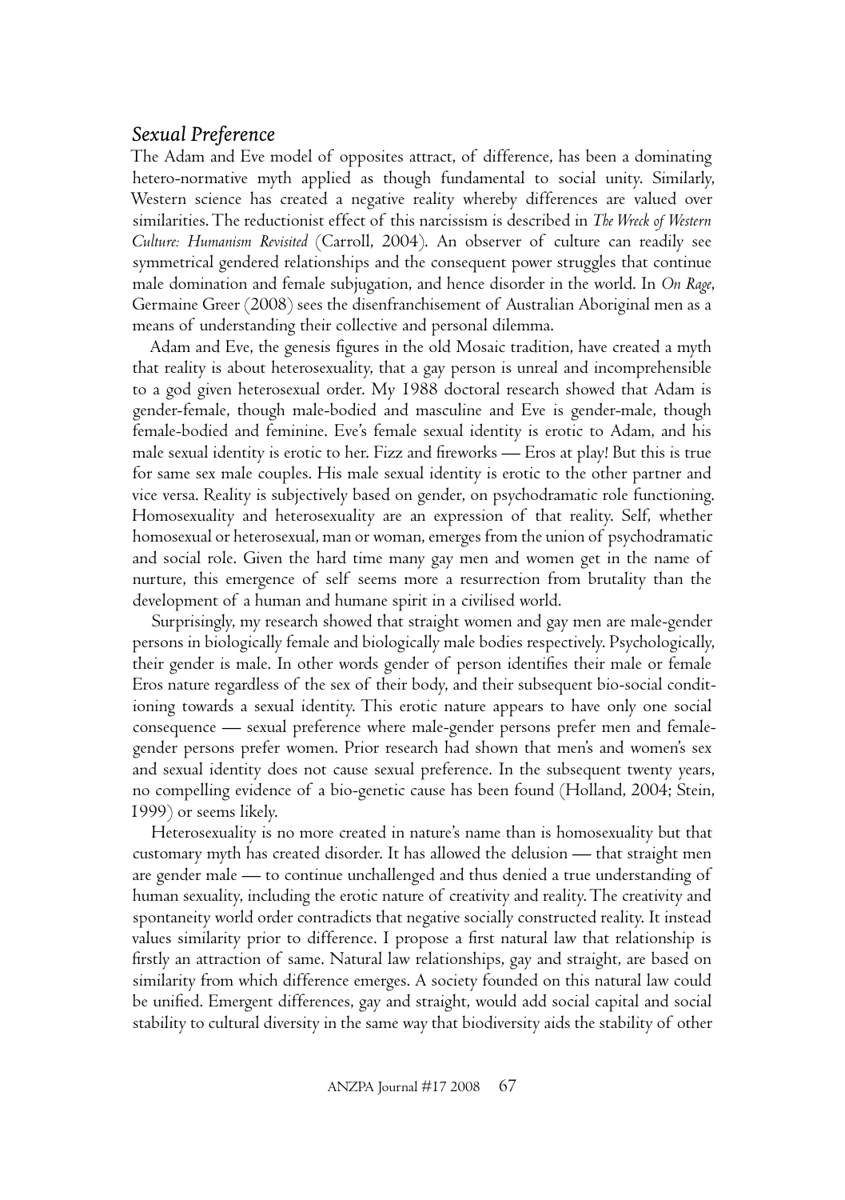## *Sexual Preference*

The Adam and Eve model of opposites attract, of difference, has been a dominating hetero-normative myth applied as though fundamental to social unity. Similarly, Western science has created a negative reality whereby differences are valued over similarities. The reductionist effect of this narcissism is described in *The Wreck of Western Culture: Humanism Revisited* (Carroll, 2004). An observer of culture can readily see symmetrical gendered relationships and the consequent power struggles that continue male domination and female subjugation, and hence disorder in the world. In *On Rage*, Germaine Greer (2008) sees the disenfranchisement of Australian Aboriginal men as a means of understanding their collective and personal dilemma.

Adam and Eve, the genesis figures in the old Mosaic tradition, have created a myth that reality is about heterosexuality, that a gay person is unreal and incomprehensible to a god given heterosexual order. My 1988 doctoral research showed that Adam is gender-female, though male-bodied and masculine and Eve is gender-male, though female-bodied and feminine. Eve's female sexual identity is erotic to Adam, and his male sexual identity is erotic to her. Fizz and fireworks — Eros at play! But this is true for same sex male couples. His male sexual identity is erotic to the other partner and vice versa. Reality is subjectively based on gender, on psychodramatic role functioning. Homosexuality and heterosexuality are an expression of that reality. Self, whether homosexual or heterosexual, man or woman, emerges from the union of psychodramatic and social role. Given the hard time many gay men and women get in the name of nurture, this emergence of self seems more a resurrection from brutality than the development of a human and humane spirit in a civilised world.

Surprisingly, my research showed that straight women and gay men are male-gender persons in biologically female and biologically male bodies respectively. Psychologically, their gender is male. In other words gender of person identifies their male or female Eros nature regardless of the sex of their body, and their subsequent bio-social conditioning towards a sexual identity. This erotic nature appears to have only one social consequence — sexual preference where male-gender persons prefer men and female-gender persons prefer women. Prior research had shown that men's and women's sex and sexual identity does not cause sexual preference. In the subsequent twenty years, no compelling evidence of a bio-genetic cause has been found (Holland, 2004; Stein, 1999) or seems likely.

Heterosexuality is no more created in nature's name than is homosexuality but that customary myth has created disorder. It has allowed the delusion — that straight men are gender male — to continue unchallenged and thus denied a true understanding of human sexuality, including the erotic nature of creativity and reality. The creativity and spontaneity world order contradicts that negative socially constructed reality. It instead values similarity prior to difference. I propose a first natural law that relationship is firstly an attraction of same. Natural law relationships, gay and straight, are based on similarity from which difference emerges. A society founded on this natural law could be unified. Emergent differences, gay and straight, would add social capital and social stability to cultural diversity in the same way that biodiversity aids the stability of other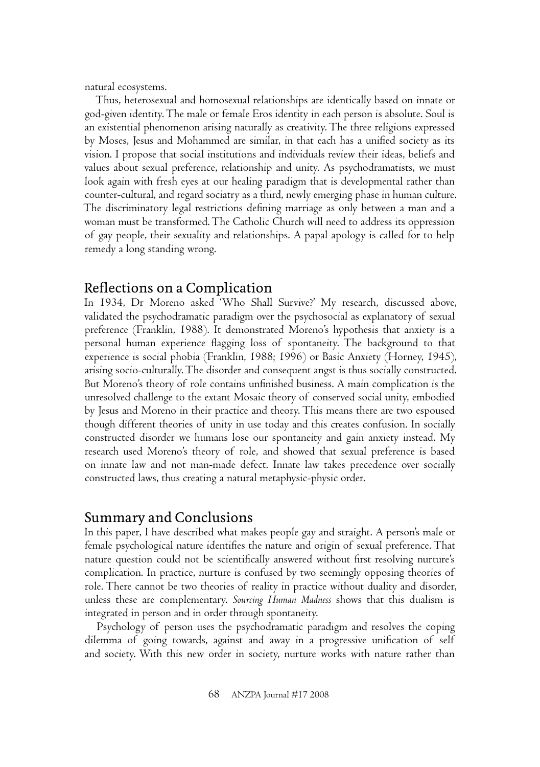natural ecosystems.

Thus, heterosexual and homosexual relationships are identically based on innate or god-given identity. The male or female Eros identity in each person is absolute. Soul is an existential phenomenon arising naturally as creativity. The three religions expressed by Moses, Jesus and Mohammed are similar, in that each has a unified society as its vision. I propose that social institutions and individuals review their ideas, beliefs and values about sexual preference, relationship and unity. As psychodramatists, we must look again with fresh eyes at our healing paradigm that is developmental rather than counter-cultural, and regard sociatry as a third, newly emerging phase in human culture. The discriminatory legal restrictions defining marriage as only between a man and a woman must be transformed. The Catholic Church will need to address its oppression of gay people, their sexuality and relationships. A papal apology is called for to help remedy a long standing wrong.

## Reflections on a Complication

In 1934, Dr Moreno asked 'Who Shall Survive?' My research, discussed above, validated the psychodramatic paradigm over the psychosocial as explanatory of sexual preference (Franklin, 1988). It demonstrated Moreno's hypothesis that anxiety is a personal human experience flagging loss of spontaneity. The background to that experience is social phobia (Franklin, 1988; 1996) or Basic Anxiety (Horney, 1945), arising socio-culturally. The disorder and consequent angst is thus socially constructed. But Moreno's theory of role contains unfinished business. A main complication is the unresolved challenge to the extant Mosaic theory of conserved social unity, embodied by Jesus and Moreno in their practice and theory. This means there are two espoused though different theories of unity in use today and this creates confusion. In socially constructed disorder we humans lose our spontaneity and gain anxiety instead. My research used Moreno's theory of role, and showed that sexual preference is based on innate law and not man-made defect. Innate law takes precedence over socially constructed laws, thus creating a natural metaphysic-physic order.

## Summary and Conclusions

In this paper, I have described what makes people gay and straight. A person's male or female psychological nature identifies the nature and origin of sexual preference. That nature question could not be scientifically answered without first resolving nurture's complication. In practice, nurture is confused by two seemingly opposing theories of role. There cannot be two theories of reality in practice without duality and disorder, unless these are complementary. *Sourcing Human Madness* shows that this dualism is integrated in person and in order through spontaneity.

Psychology of person uses the psychodramatic paradigm and resolves the coping dilemma of going towards, against and away in a progressive unification of self and society. With this new order in society, nurture works with nature rather than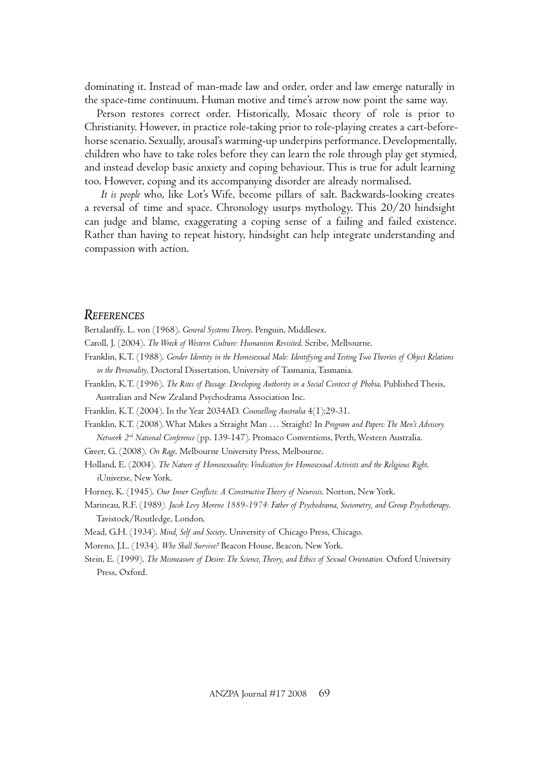dominating it. Instead of man-made law and order, order and law emerge naturally in the space-time continuum. Human motive and time's arrow now point the same way.

Person restores correct order. Historically, Mosaic theory of role is prior to Christianity. However, in practice role-taking prior to role-playing creates a cart-before-horse scenario. Sexually, arousal's warming-up underpins performance. Developmentally, children who have to take roles before they can learn the role through play get stymied, and instead develop basic anxiety and coping behaviour. This is true for adult learning too. However, coping and its accompanying disorder are already normalised.

*It is people* who, like Lot's Wife, become pillars of salt. Backwards-looking creates a reversal of time and space. Chronology usurps mythology. This 20/20 hindsight can judge and blame, exaggerating a coping sense of a failing and failed existence. Rather than having to repeat history, hindsight can help integrate understanding and compassion with action.

## References

Bertalanffy, L. von (1968). *General Systems Theory*. Penguin, Middlesex.

Caroll, J. (2004). *The Wreck of Western Culture: Humanism Revisited*. Scribe, Melbourne.

Franklin, K.T. (1988). *Gender Identity in the Homosexual Male: Identifying and Testing Two Theories of Object Relations in the Personality*. Doctoral Dissertation, University of Tasmania, Tasmania.

Franklin, K.T. (1996). *The Rites of Passage: Developing Authority in a Social Context of Phobia*. Published Thesis, Australian and New Zealand Psychodrama Association Inc.

Franklin, K.T. (2004). In the Year 2034AD. *Counselling Australia* 4(1):29-31.

Franklin, K.T. (2008). What Makes a Straight Man … Straight? In *Program and Papers: The Men's Advisory Network 2nd National Conference* (pp. 139-147). Promaco Conventions, Perth, Western Australia.

Greer, G. (2008). *On Rage*. Melbourne University Press, Melbourne.

Holland, E. (2004). *The Nature of Homosexuality: Vindication for Homosexual Activists and the Religious Right*. iUniverse, New York.

Horney, K. (1945). *Our Inner Conflicts: A Constructive Theory of Neurosis*. Norton, New York.

Marineau, R.F. (1989). *Jacob Levy Moreno 1889-1974: Father of Psychodrama, Sociometry, and Group Psychotherapy*. Tavistock/Routledge, London.

Mead, G.H. (1934). *Mind, Self and Society*. University of Chicago Press, Chicago.

Moreno, J.L. (1934). *Who Shall Survive?* Beacon House, Beacon, New York.

Stein, E. (1999). *The Mismeasure of Desire: The Science, Theory, and Ethics of Sexual Orientation.* Oxford University Press, Oxford.